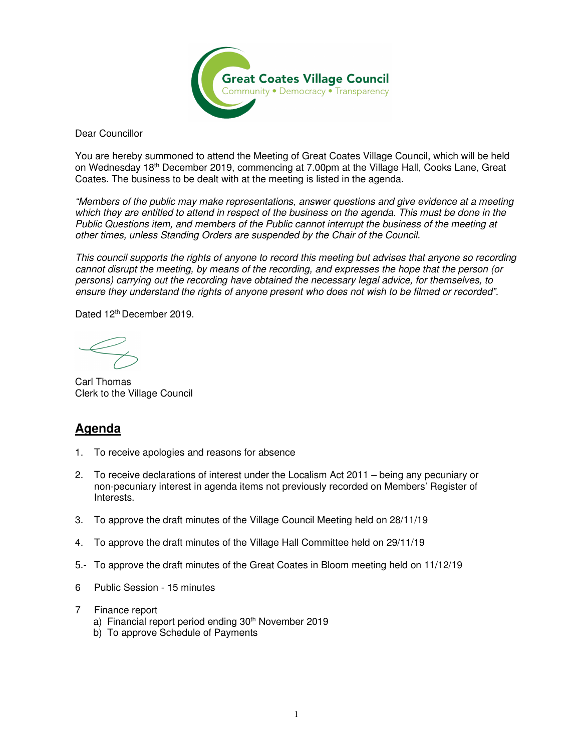Great Coates Village Council
Community • Democracy • Transparency

Dear Councillor

You are hereby summoned to attend the Meeting of Great Coates Village Council, which will be held on Wednesday 18th December 2019, commencing at 7.00pm at the Village Hall, Cooks Lane, Great Coates. The business to be dealt with at the meeting is listed in the agenda.

*"Members of the public may make representations, answer questions and give evidence at a meeting which they are entitled to attend in respect of the business on the agenda. This must be done in the Public Questions item, and members of the Public cannot interrupt the business of the meeting at other times, unless Standing Orders are suspended by the Chair of the Council.*

*This council supports the rights of anyone to record this meeting but advises that anyone so recording cannot disrupt the meeting, by means of the recording, and expresses the hope that the person (or persons) carrying out the recording have obtained the necessary legal advice, for themselves, to ensure they understand the rights of anyone present who does not wish to be filmed or recorded".*

Dated 12th December 2019.

Carl Thomas
Clerk to the Village Council

## Agenda

1. To receive apologies and reasons for absence

2. To receive declarations of interest under the Localism Act 2011 – being any pecuniary or non-pecuniary interest in agenda items not previously recorded on Members' Register of Interests.

3. To approve the draft minutes of the Village Council Meeting held on 28/11/19

4. To approve the draft minutes of the Village Hall Committee held on 29/11/19

5.- To approve the draft minutes of the Great Coates in Bloom meeting held on 11/12/19

6 Public Session - 15 minutes

7 Finance report
   a) Financial report period ending 30th November 2019
   b) To approve Schedule of Payments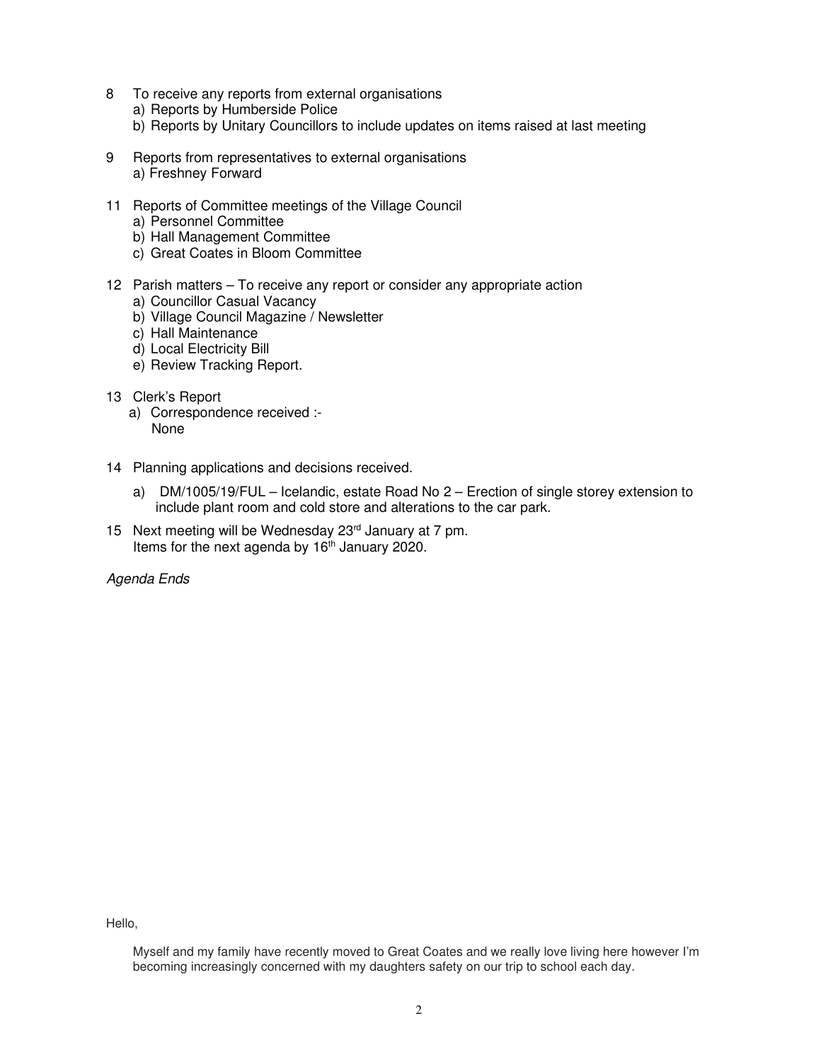8 To receive any reports from external organisations
   a) Reports by Humberside Police
   b) Reports by Unitary Councillors to include updates on items raised at last meeting

9 Reports from representatives to external organisations
   a) Freshney Forward

11 Reports of Committee meetings of the Village Council
   a) Personnel Committee
   b) Hall Management Committee
   c) Great Coates in Bloom Committee

12 Parish matters – To receive any report or consider any appropriate action
   a) Councillor Casual Vacancy
   b) Village Council Magazine / Newsletter
   c) Hall Maintenance
   d) Local Electricity Bill
   e) Review Tracking Report.

13 Clerk's Report
   a) Correspondence received :-
      None

14 Planning applications and decisions received.
   a) DM/1005/19/FUL – Icelandic, estate Road No 2 – Erection of single storey extension to include plant room and cold store and alterations to the car park.

15 Next meeting will be Wednesday 23rd January at 7 pm.
   Items for the next agenda by 16th January 2020.

*Agenda Ends*

Hello,

Myself and my family have recently moved to Great Coates and we really love living here however I'm becoming increasingly concerned with my daughters safety on our trip to school each day.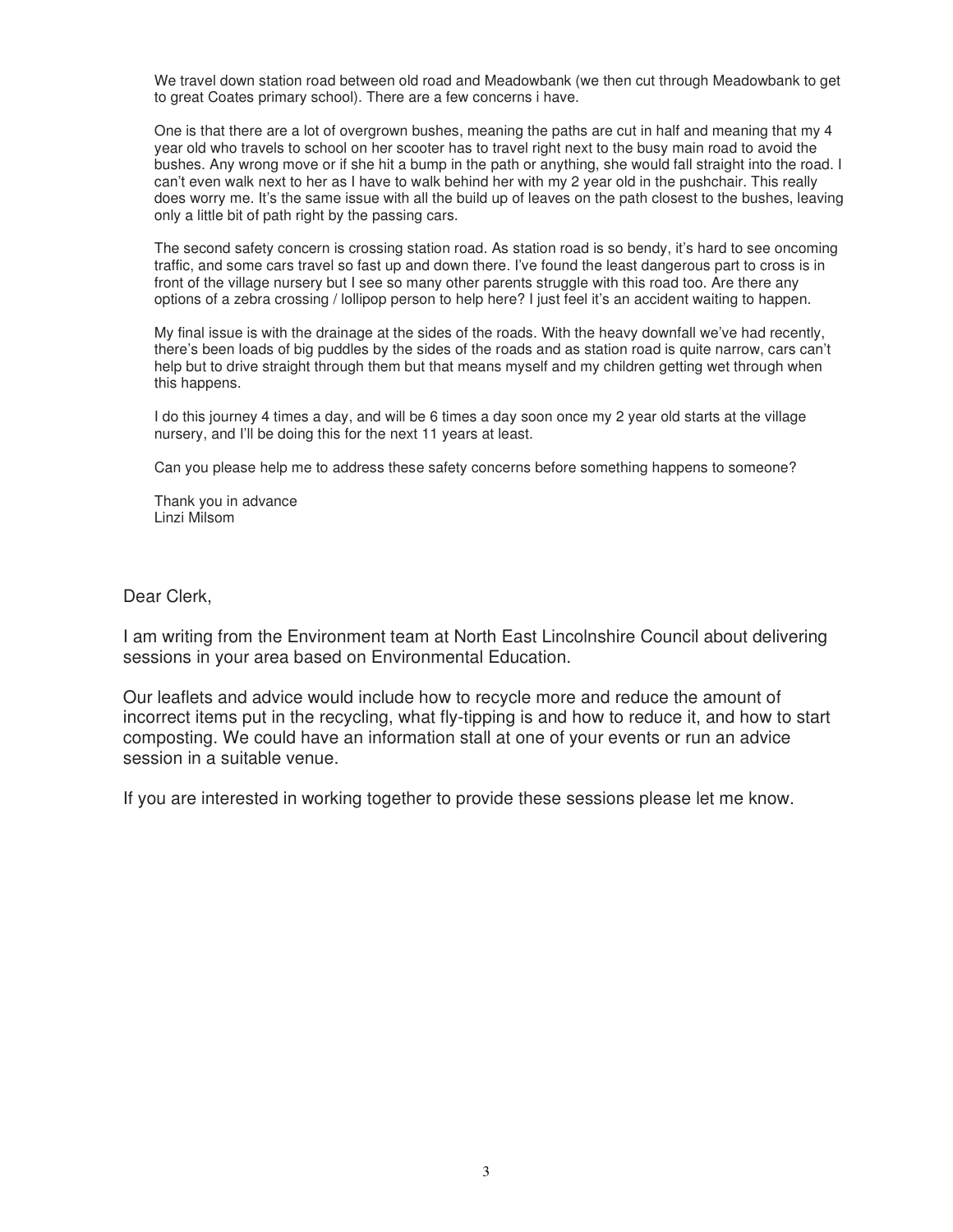We travel down station road between old road and Meadowbank (we then cut through Meadowbank to get to great Coates primary school). There are a few concerns i have.

One is that there are a lot of overgrown bushes, meaning the paths are cut in half and meaning that my 4 year old who travels to school on her scooter has to travel right next to the busy main road to avoid the bushes. Any wrong move or if she hit a bump in the path or anything, she would fall straight into the road. I can't even walk next to her as I have to walk behind her with my 2 year old in the pushchair. This really does worry me. It's the same issue with all the build up of leaves on the path closest to the bushes, leaving only a little bit of path right by the passing cars.

The second safety concern is crossing station road. As station road is so bendy, it's hard to see oncoming traffic, and some cars travel so fast up and down there. I've found the least dangerous part to cross is in front of the village nursery but I see so many other parents struggle with this road too. Are there any options of a zebra crossing / lollipop person to help here? I just feel it's an accident waiting to happen.

My final issue is with the drainage at the sides of the roads. With the heavy downfall we've had recently, there's been loads of big puddles by the sides of the roads and as station road is quite narrow, cars can't help but to drive straight through them but that means myself and my children getting wet through when this happens.

I do this journey 4 times a day, and will be 6 times a day soon once my 2 year old starts at the village nursery, and I'll be doing this for the next 11 years at least.

Can you please help me to address these safety concerns before something happens to someone?

Thank you in advance
Linzi Milsom

Dear Clerk,

I am writing from the Environment team at North East Lincolnshire Council about delivering sessions in your area based on Environmental Education.

Our leaflets and advice would include how to recycle more and reduce the amount of incorrect items put in the recycling, what fly-tipping is and how to reduce it, and how to start composting. We could have an information stall at one of your events or run an advice session in a suitable venue.

If you are interested in working together to provide these sessions please let me know.